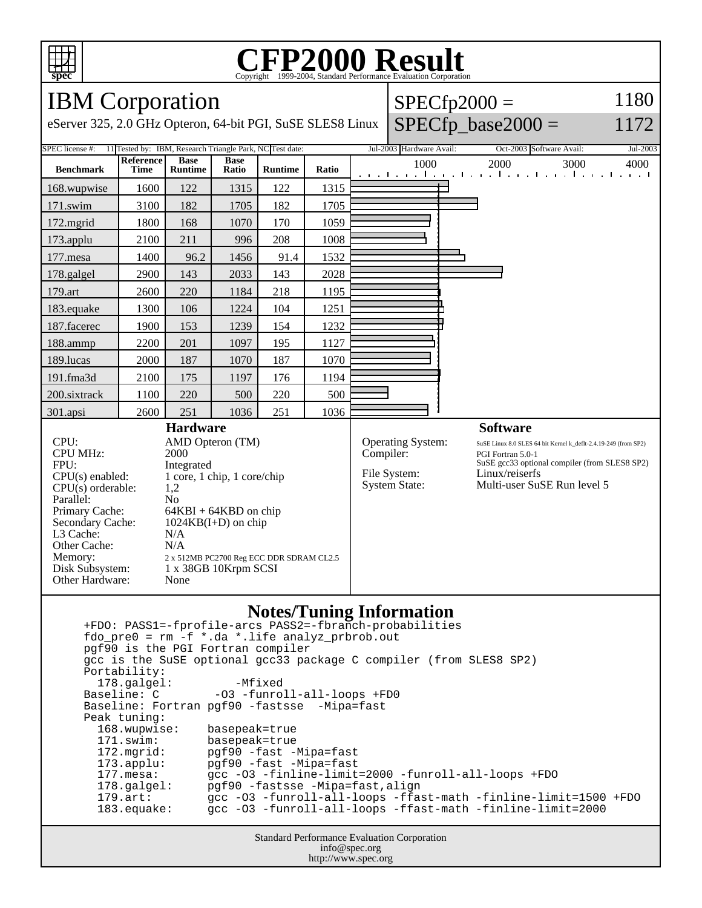# CFP2000 Result

Copyright 1999-2004, Standard Performance Evaluation Corporation

## IBM Corporation

eServer 325, 2.0 GHz Opteron, 64-bit PGI, SuSE SLES8 Linux

SPECfp2000 = 1180

SPECfp_base2000 = 1172

| SPEC license #: | 11 | Tested by: | IBM, Research Triangle Park, NC | Test date: | Jul-2003 | Hardware Avail: | Oct-2003 | Software Avail: | Jul-2003 |
|---|---|---|---|---|---|---|---|---|---|

| Benchmark | Reference Time | Base Runtime | Base Ratio | Runtime | Ratio |
|---|---|---|---|---|---|
| 168.wupwise | 1600 | 122 | 1315 | 122 | 1315 |
| 171.swim | 3100 | 182 | 1705 | 182 | 1705 |
| 172.mgrid | 1800 | 168 | 1070 | 170 | 1059 |
| 173.applu | 2100 | 211 | 996 | 208 | 1008 |
| 177.mesa | 1400 | 96.2 | 1456 | 91.4 | 1532 |
| 178.galgel | 2900 | 143 | 2033 | 143 | 2028 |
| 179.art | 2600 | 220 | 1184 | 218 | 1195 |
| 183.equake | 1300 | 106 | 1224 | 104 | 1251 |
| 187.facerec | 1900 | 153 | 1239 | 154 | 1232 |
| 188.ammp | 2200 | 201 | 1097 | 195 | 1127 |
| 189.lucas | 2000 | 187 | 1070 | 187 | 1070 |
| 191.fma3d | 2100 | 175 | 1197 | 176 | 1194 |
| 200.sixtrack | 1100 | 220 | 500 | 220 | 500 |
| 301.apsi | 2600 | 251 | 1036 | 251 | 1036 |

### Hardware

| | |
|---|---|
| CPU: | AMD Opteron (TM) |
| CPU MHz: | 2000 |
| FPU: | Integrated |
| CPU(s) enabled: | 1 core, 1 chip, 1 core/chip |
| CPU(s) orderable: | 1,2 |
| Parallel: | No |
| Primary Cache: | 64KBI + 64KBD on chip |
| Secondary Cache: | 1024KB(I+D) on chip |
| L3 Cache: | N/A |
| Other Cache: | N/A |
| Memory: | 2 x 512MB PC2700 Reg ECC DDR SDRAM CL2.5 |
| Disk Subsystem: | 1 x 38GB 10Krpm SCSI |
| Other Hardware: | None |

### Software

| | |
|---|---|
| Operating System: | SuSE Linux 8.0 SLES 64 bit Kernel k_deflt-2.4.19-249 (from SP2) |
| Compiler: | PGI Fortran 5.0-1<br>SuSE gcc33 optional compiler (from SLES8 SP2) |
| File System: | Linux/reiserfs |
| System State: | Multi-user SuSE Run level 5 |

### Notes/Tuning Information

```
+FDO: PASS1=-fprofile-arcs PASS2=-fbranch-probabilities
fdo_pre0 = rm -f *.da *.life analyz_prbrob.out
pgf90 is the PGI Fortran compiler
gcc is the SuSE optional gcc33 package C compiler (from SLES8 SP2)
Portability:
  178.galgel:        -Mfixed
Baseline: C        -O3 -funroll-all-loops +FD0
Baseline: Fortran pgf90 -fastsse  -Mipa=fast
Peak tuning:
  168.wupwise:    basepeak=true
  171.swim:       basepeak=true
  172.mgrid:      pgf90 -fast -Mipa=fast
  173.applu:      pgf90 -fast -Mipa=fast
  177.mesa:       gcc -O3 -finline-limit=2000 -funroll-all-loops +FDO
  178.galgel:     pgf90 -fastsse -Mipa=fast,align
  179.art:        gcc -O3 -funroll-all-loops -ffast-math -finline-limit=1500 +FDO
  183.equake:     gcc -O3 -funroll-all-loops -ffast-math -finline-limit=2000
```

Standard Performance Evaluation Corporation
info@spec.org
http://www.spec.org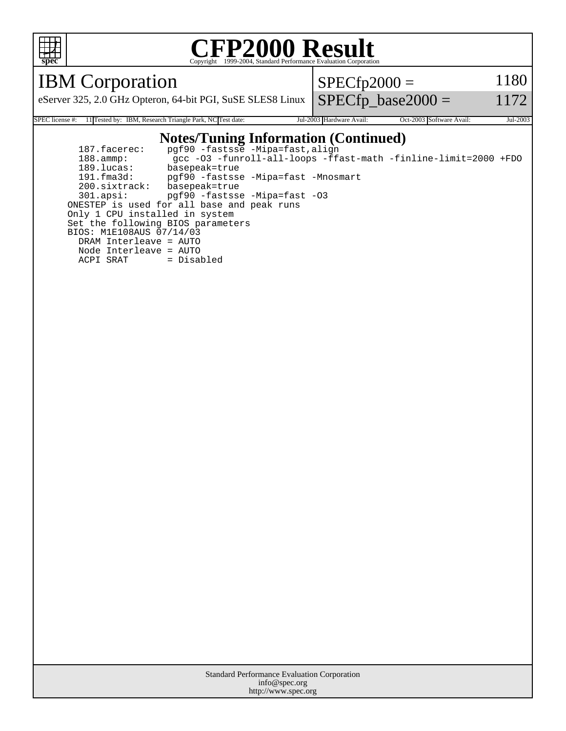# CFP2000 Result

Copyright 1999-2004, Standard Performance Evaluation Corporation

## IBM Corporation

eServer 325, 2.0 GHz Opteron, 64-bit PGI, SuSE SLES8 Linux

SPECfp2000 = 1180

SPECfp_base2000 = 1172

| SPEC license #: | 11 | Tested by: | IBM, Research Triangle Park, NC | Test date: | Jul-2003 | Hardware Avail: | Oct-2003 | Software Avail: | Jul-2003 |
|---|---|---|---|---|---|---|---|---|---|

### Notes/Tuning Information (Continued)

```
   187.facerec:    pgf90 -fastsse -Mipa=fast,align
   188.ammp:        gcc -O3 -funroll-all-loops -ffast-math -finline-limit=2000 +FDO
   189.lucas:      basepeak=true
   191.fma3d:      pgf90 -fastsse -Mipa=fast -Mnosmart
   200.sixtrack:   basepeak=true
   301.apsi:       pgf90 -fastsse -Mipa=fast -O3
ONESTEP is used for all base and peak runs
Only 1 CPU installed in system
Set the following BIOS parameters
BIOS: M1E108AUS 07/14/03
   DRAM Interleave = AUTO
   Node Interleave = AUTO
   ACPI SRAT       = Disabled
```

Standard Performance Evaluation Corporation
info@spec.org
http://www.spec.org